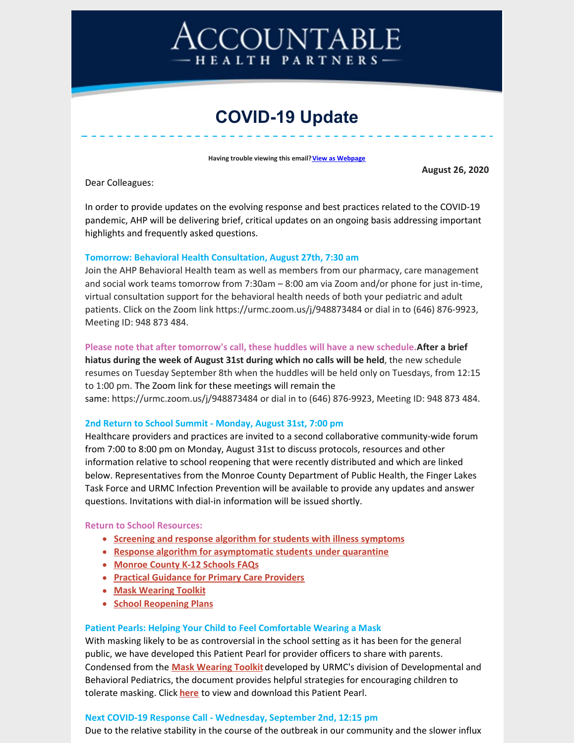# ACCOUNTABLE HEALTH PARTNERS

## COVID-19 Update

**Having trouble viewing this email? View as Webpage**

**August 26, 2020**

Dear Colleagues:

In order to provide updates on the evolving response and best practices related to the COVID-19 pandemic, AHP will be delivering brief, critical updates on an ongoing basis addressing important highlights and frequently asked questions.

### Tomorrow: Behavioral Health Consultation, August 27th, 7:30 am

Join the AHP Behavioral Health team as well as members from our pharmacy, care management and social work teams tomorrow from 7:30am – 8:00 am via Zoom and/or phone for just in-time, virtual consultation support for the behavioral health needs of both your pediatric and adult patients. Click on the Zoom link https://urmc.zoom.us/j/948873484 or dial in to (646) 876-9923, Meeting ID: 948 873 484.

**Please note that after tomorrow's call, these huddles will have a new schedule.** **After a brief hiatus during the week of August 31st during which no calls will be held**, the new schedule resumes on Tuesday September 8th when the huddles will be held only on Tuesdays, from 12:15 to 1:00 pm. The Zoom link for these meetings will remain the same: https://urmc.zoom.us/j/948873484 or dial in to (646) 876-9923, Meeting ID: 948 873 484.

### 2nd Return to School Summit - Monday, August 31st, 7:00 pm

Healthcare providers and practices are invited to a second collaborative community-wide forum from 7:00 to 8:00 pm on Monday, August 31st to discuss protocols, resources and other information relative to school reopening that were recently distributed and which are linked below. Representatives from the Monroe County Department of Public Health, the Finger Lakes Task Force and URMC Infection Prevention will be available to provide any updates and answer questions. Invitations with dial-in information will be issued shortly.

**Return to School Resources:**

- Screening and response algorithm for students with illness symptoms
- Response algorithm for asymptomatic students under quarantine
- Monroe County K-12 Schools FAQs
- Practical Guidance for Primary Care Providers
- Mask Wearing Toolkit
- School Reopening Plans

### Patient Pearls: Helping Your Child to Feel Comfortable Wearing a Mask

With masking likely to be as controversial in the school setting as it has been for the general public, we have developed this Patient Pearl for provider officers to share with parents. Condensed from the **Mask Wearing Toolkit** developed by URMC's division of Developmental and Behavioral Pediatrics, the document provides helpful strategies for encouraging children to tolerate masking. Click **here** to view and download this Patient Pearl.

### Next COVID-19 Response Call - Wednesday, September 2nd, 12:15 pm

Due to the relative stability in the course of the outbreak in our community and the slower influx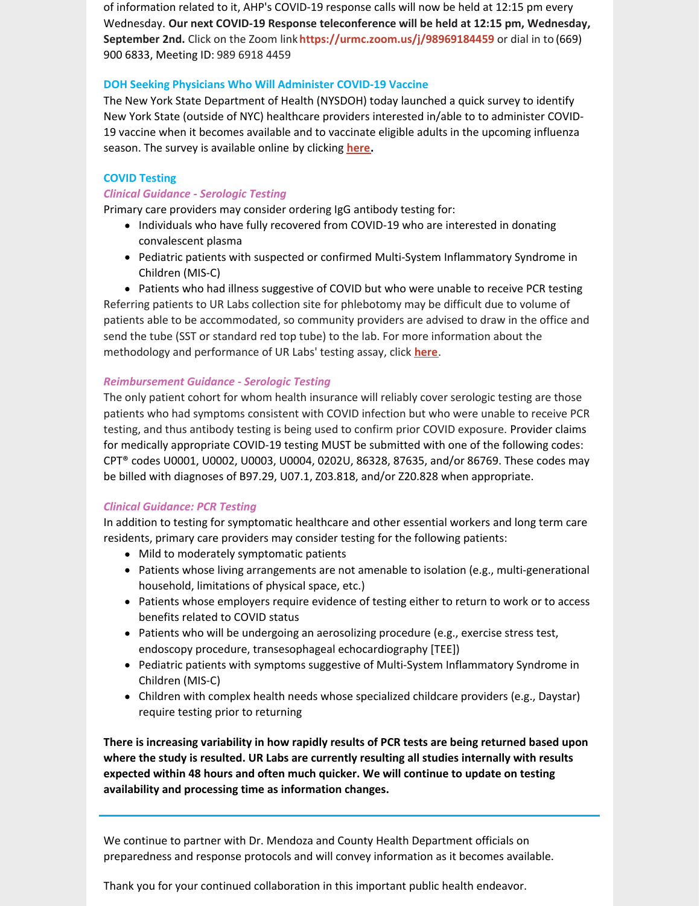of information related to it, AHP's COVID-19 response calls will now be held at 12:15 pm every Wednesday. **Our next COVID-19 Response teleconference will be held at 12:15 pm, Wednesday, September 2nd.** Click on the Zoom link **https://urmc.zoom.us/j/98969184459** or dial in to (669) 900 6833, Meeting ID: 989 6918 4459

### DOH Seeking Physicians Who Will Administer COVID-19 Vaccine

The New York State Department of Health (NYSDOH) today launched a quick survey to identify New York State (outside of NYC) healthcare providers interested in/able to to administer COVID-19 vaccine when it becomes available and to vaccinate eligible adults in the upcoming influenza season. The survey is available online by clicking **here.**

### COVID Testing

#### *Clinical Guidance - Serologic Testing*

Primary care providers may consider ordering IgG antibody testing for:

- Individuals who have fully recovered from COVID-19 who are interested in donating convalescent plasma
- Pediatric patients with suspected or confirmed Multi-System Inflammatory Syndrome in Children (MIS-C)
- Patients who had illness suggestive of COVID but who were unable to receive PCR testing

Referring patients to UR Labs collection site for phlebotomy may be difficult due to volume of patients able to be accommodated, so community providers are advised to draw in the office and send the tube (SST or standard red top tube) to the lab. For more information about the methodology and performance of UR Labs' testing assay, click **here**.

#### *Reimbursement Guidance - Serologic Testing*

The only patient cohort for whom health insurance will reliably cover serologic testing are those patients who had symptoms consistent with COVID infection but who were unable to receive PCR testing, and thus antibody testing is being used to confirm prior COVID exposure. Provider claims for medically appropriate COVID-19 testing MUST be submitted with one of the following codes: CPT® codes U0001, U0002, U0003, U0004, 0202U, 86328, 87635, and/or 86769. These codes may be billed with diagnoses of B97.29, U07.1, Z03.818, and/or Z20.828 when appropriate.

#### *Clinical Guidance: PCR Testing*

In addition to testing for symptomatic healthcare and other essential workers and long term care residents, primary care providers may consider testing for the following patients:

- Mild to moderately symptomatic patients
- Patients whose living arrangements are not amenable to isolation (e.g., multi-generational household, limitations of physical space, etc.)
- Patients whose employers require evidence of testing either to return to work or to access benefits related to COVID status
- Patients who will be undergoing an aerosolizing procedure (e.g., exercise stress test, endoscopy procedure, transesophageal echocardiography [TEE])
- Pediatric patients with symptoms suggestive of Multi-System Inflammatory Syndrome in Children (MIS-C)
- Children with complex health needs whose specialized childcare providers (e.g., Daystar) require testing prior to returning

**There is increasing variability in how rapidly results of PCR tests are being returned based upon where the study is resulted. UR Labs are currently resulting all studies internally with results expected within 48 hours and often much quicker. We will continue to update on testing availability and processing time as information changes.**

---

We continue to partner with Dr. Mendoza and County Health Department officials on preparedness and response protocols and will convey information as it becomes available.

Thank you for your continued collaboration in this important public health endeavor.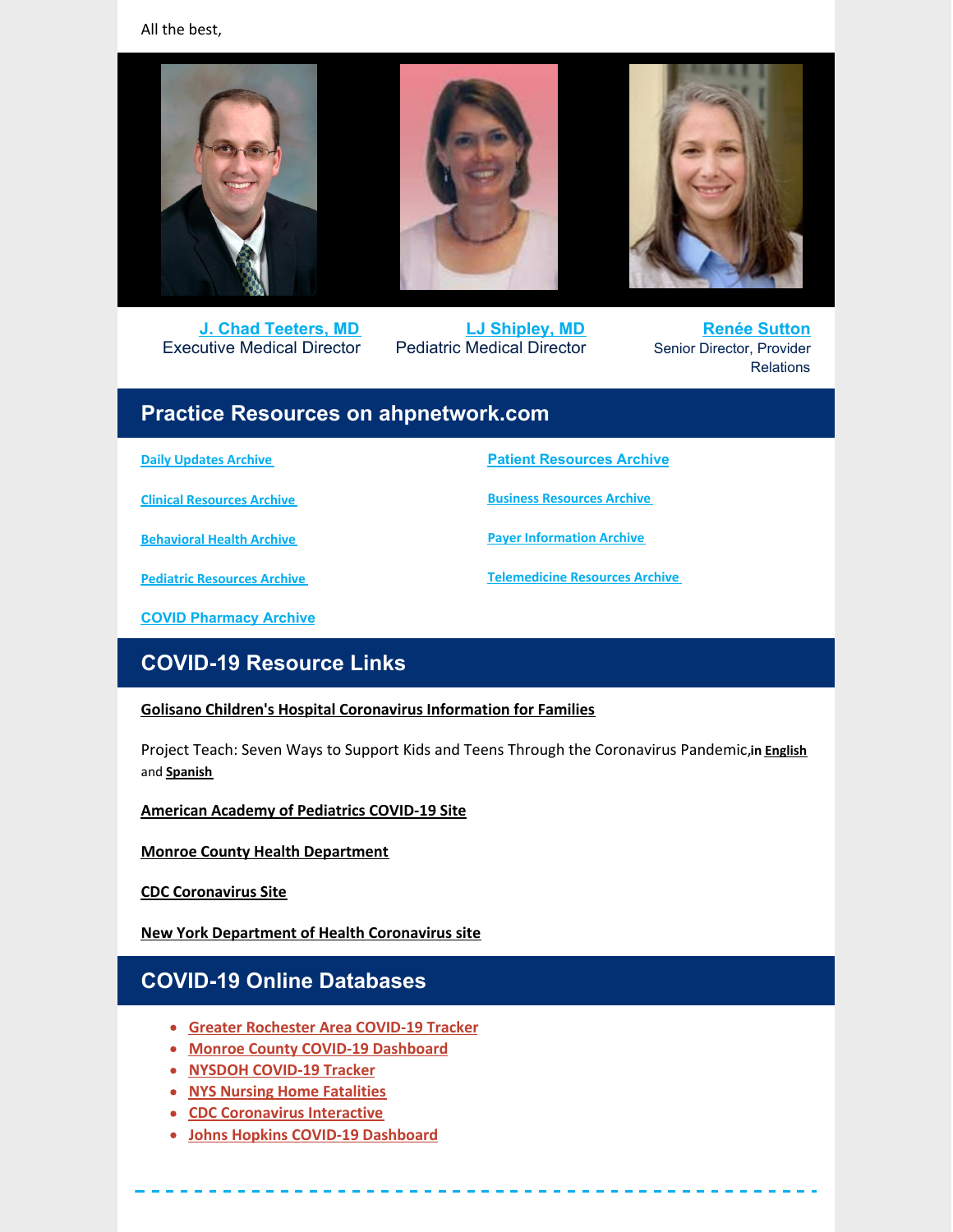All the best,

| **J. Chad Teeters, MD** | **LJ Shipley, MD** | **Renée Sutton** |
| --- | --- | --- |
| Executive Medical Director | Pediatric Medical Director | Senior Director, Provider Relations |

## Practice Resources on ahpnetwork.com

- Daily Updates Archive
- Clinical Resources Archive
- Behavioral Health Archive
- Pediatric Resources Archive
- COVID Pharmacy Archive
- Patient Resources Archive
- Business Resources Archive
- Payer Information Archive
- Telemedicine Resources Archive

## COVID-19 Resource Links

**Golisano Children's Hospital Coronavirus Information for Families**

Project Teach: Seven Ways to Support Kids and Teens Through the Coronavirus Pandemic,**in English** and **Spanish**

**American Academy of Pediatrics COVID-19 Site**

**Monroe County Health Department**

**CDC Coronavirus Site**

**New York Department of Health Coronavirus site**

## COVID-19 Online Databases

- Greater Rochester Area COVID-19 Tracker
- Monroe County COVID-19 Dashboard
- NYSDOH COVID-19 Tracker
- NYS Nursing Home Fatalities
- CDC Coronavirus Interactive
- Johns Hopkins COVID-19 Dashboard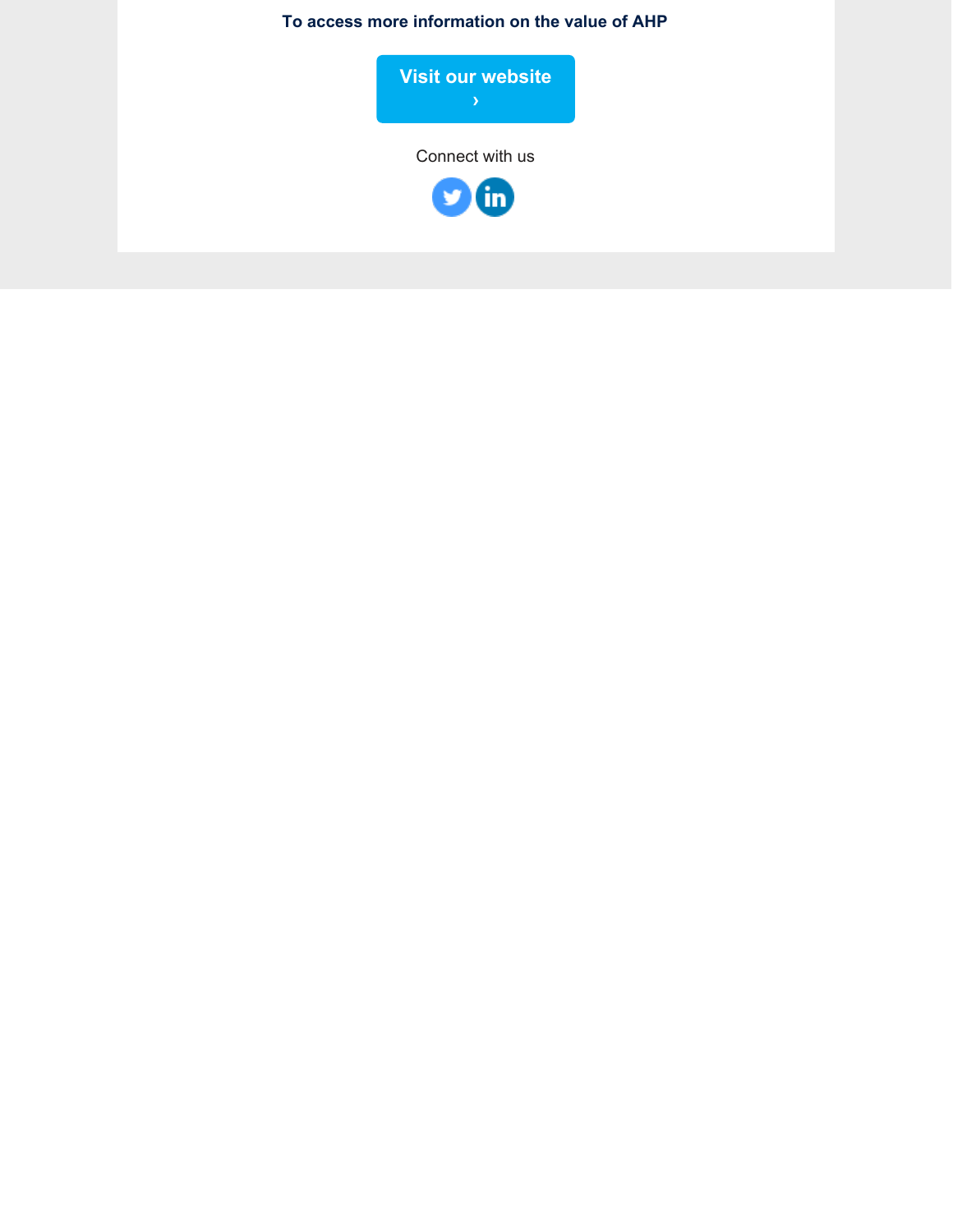**To access more information on the value of AHP**

Visit our website ›

Connect with us